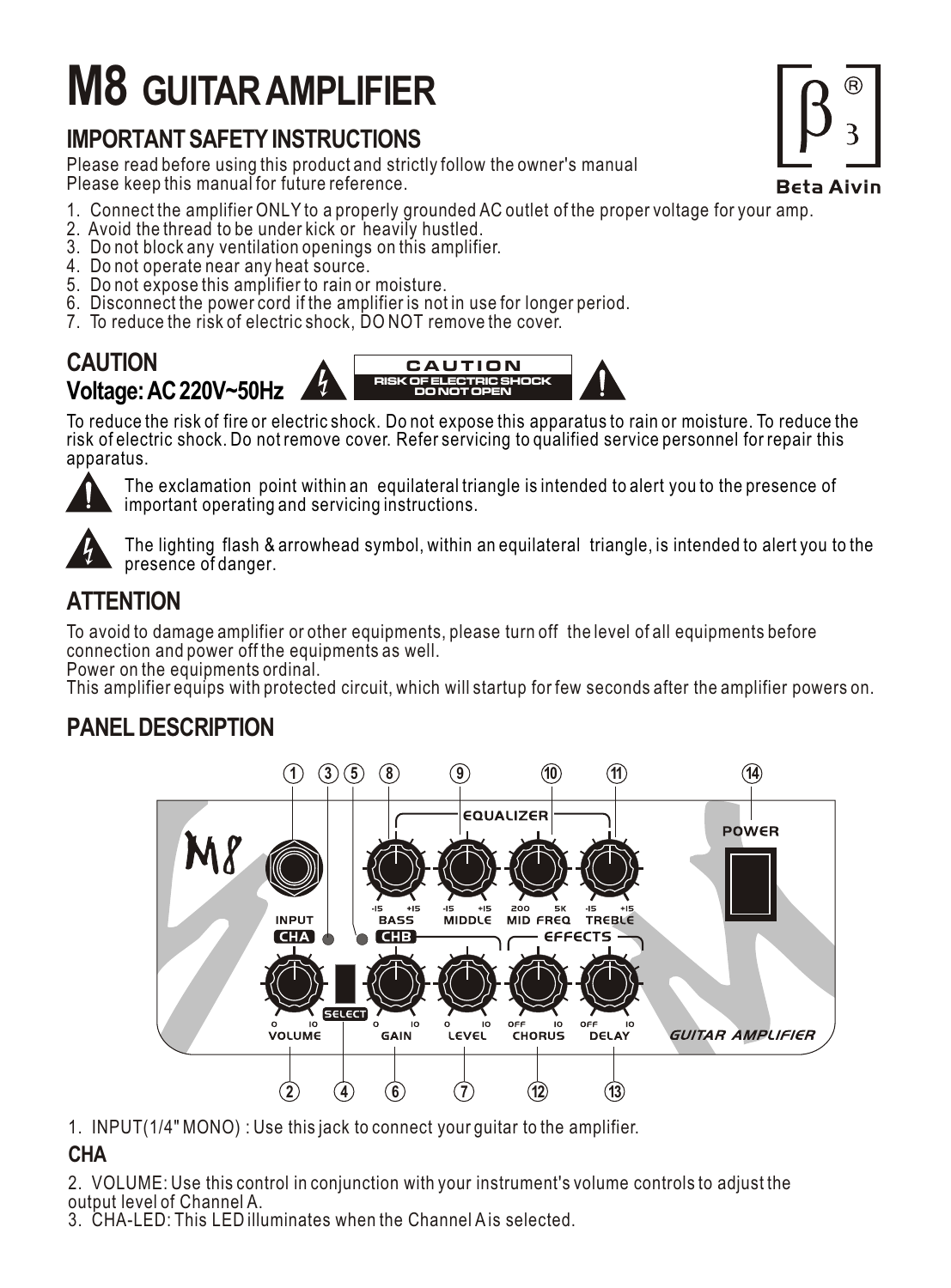# M8 GUITAR AMPLIFIER

## IMPORTANT SAFETY INSTRUCTIONS

Please read before using this product and strictly follow the owner's manual
Please keep this manual for future reference.

1. Connect the amplifier ONLY to a properly grounded AC outlet of the proper voltage for your amp.
2. Avoid the thread to be under kick or heavily hustled.
3. Do not block any ventilation openings on this amplifier.
4. Do not operate near any heat source.
5. Do not expose this amplifier to rain or moisture.
6. Disconnect the power cord if the amplifier is not in use for longer period.
7. To reduce the risk of electric shock, DO NOT remove the cover.

## CAUTION
## Voltage: AC 220V~50Hz

CAUTION
RISK OF ELECTRIC SHOCK
DO NOT OPEN

To reduce the risk of fire or electric shock. Do not expose this apparatus to rain or moisture. To reduce the risk of electric shock. Do not remove cover. Refer servicing to qualified service personnel for repair this apparatus.

The exclamation point within an equilateral triangle is intended to alert you to the presence of important operating and servicing instructions.

The lighting flash & arrowhead symbol, within an equilateral triangle, is intended to alert you to the presence of danger.

## ATTENTION

To avoid to damage amplifier or other equipments, please turn off the level of all equipments before connection and power off the equipments as well.
Power on the equipments ordinal.
This amplifier equips with protected circuit, which will startup for few seconds after the amplifier powers on.

## PANEL DESCRIPTION

1. INPUT(1/4" MONO) : Use this jack to connect your guitar to the amplifier.

### CHA

2. VOLUME: Use this control in conjunction with your instrument's volume controls to adjust the output level of Channel A.
3. CHA-LED: This LED illuminates when the Channel A is selected.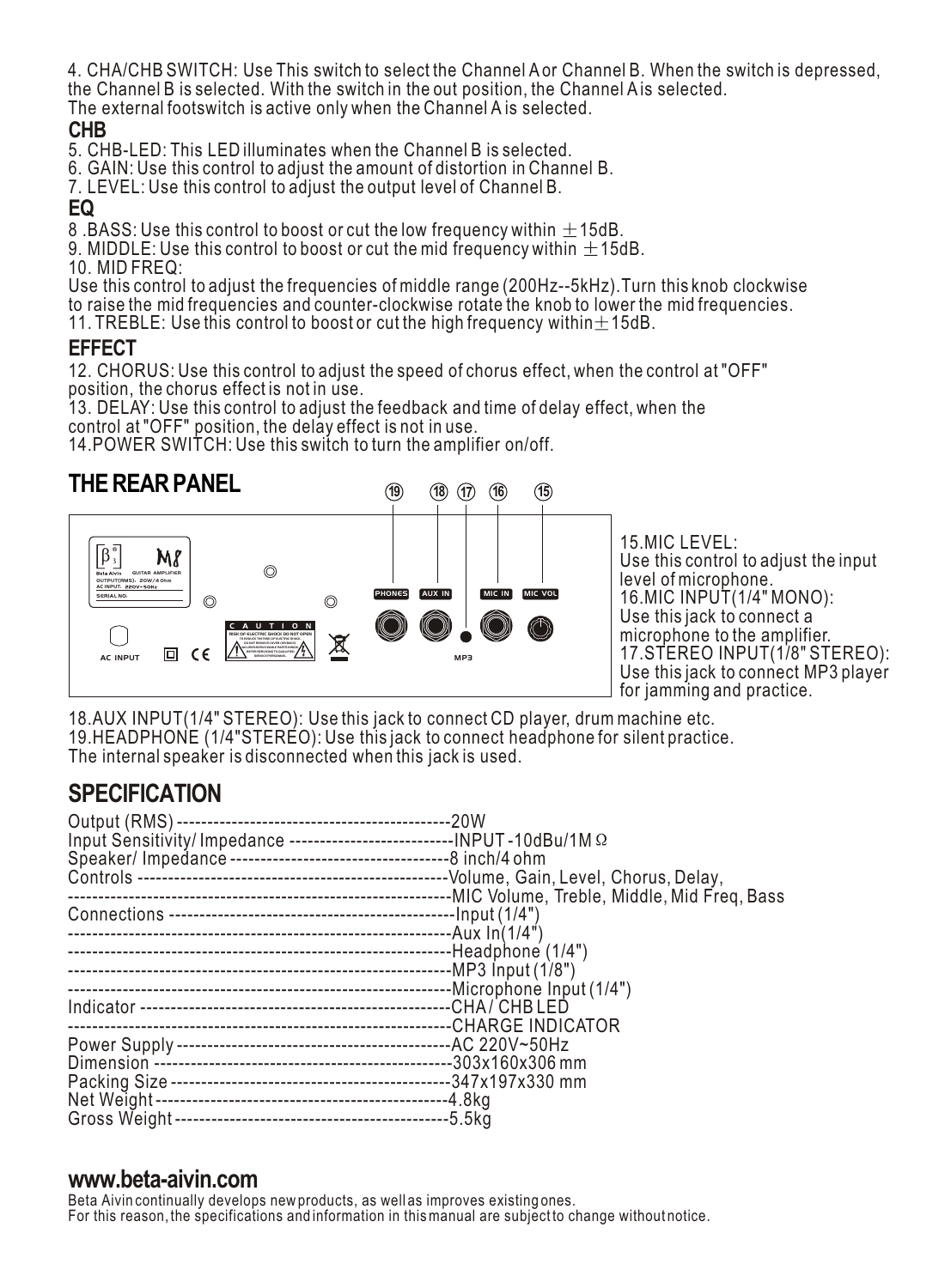4. CHA/CHB SWITCH: Use This switch to select the Channel A or Channel B. When the switch is depressed, the Channel B is selected. With the switch in the out position, the Channel A is selected.
The external footswitch is active only when the Channel A is selected.

**CHB**

5. CHB-LED: This LED illuminates when the Channel B is selected.
6. GAIN: Use this control to adjust the amount of distortion in Channel B.
7. LEVEL: Use this control to adjust the output level of Channel B.

**EQ**

8 .BASS: Use this control to boost or cut the low frequency within $\pm$15dB.
9. MIDDLE: Use this control to boost or cut the mid frequency within $\pm$15dB.
10. MID FREQ:
Use this control to adjust the frequencies of middle range (200Hz--5kHz).Turn this knob clockwise to raise the mid frequencies and counter-clockwise rotate the knob to lower the mid frequencies.
11. TREBLE: Use this control to boost or cut the high frequency within$\pm$15dB.

**EFFECT**

12. CHORUS: Use this control to adjust the speed of chorus effect, when the control at "OFF" position, the chorus effect is not in use.
13. DELAY: Use this control to adjust the feedback and time of delay effect, when the control at "OFF" position, the delay effect is not in use.
14.POWER SWITCH: Use this switch to turn the amplifier on/off.

## THE REAR PANEL

19 18 17 16 15

Beta Aivin GUITAR AMPLIFIER
OUTPUT(RMS): 20W/4 Ohm
AC INPUT: 220V~50Hz
SERIAL NO:

AC INPUT

CAUTION
RISK OF ELECTRIC SHOCK DO NOT OPEN

PHONES AUX IN MIC IN MIC VOL

MP3

15.MIC LEVEL:
Use this control to adjust the input level of microphone.
16.MIC INPUT(1/4" MONO):
Use this jack to connect a microphone to the amplifier.
17.STEREO INPUT(1/8" STEREO):
Use this jack to connect MP3 player for jamming and practice.

18.AUX INPUT(1/4" STEREO): Use this jack to connect CD player, drum machine etc.
19.HEADPHONE (1/4"STEREO): Use this jack to connect headphone for silent practice.
The internal speaker is disconnected when this jack is used.

## SPECIFICATION

| | |
|---|---|
| Output (RMS) | 20W |
| Input Sensitivity/ Impedance | INPUT -10dBu/1M $\Omega$ |
| Speaker/ Impedance | 8 inch/4 ohm |
| Controls | Volume, Gain, Level, Chorus, Delay, |
| | MIC Volume, Treble, Middle, Mid Freq, Bass |
| Connections | Input (1/4") |
| | Aux In(1/4") |
| | Headphone (1/4") |
| | MP3 Input (1/8") |
| | Microphone Input (1/4") |
| Indicator | CHA / CHB LED |
| | CHARGE INDICATOR |
| Power Supply | AC 220V~50Hz |
| Dimension | 303x160x306 mm |
| Packing Size | 347x197x330 mm |
| Net Weight | 4.8kg |
| Gross Weight | 5.5kg |

### www.beta-aivin.com

Beta Aivin continually develops new products, as well as improves existing ones.
For this reason, the specifications and information in this manual are subject to change without notice.